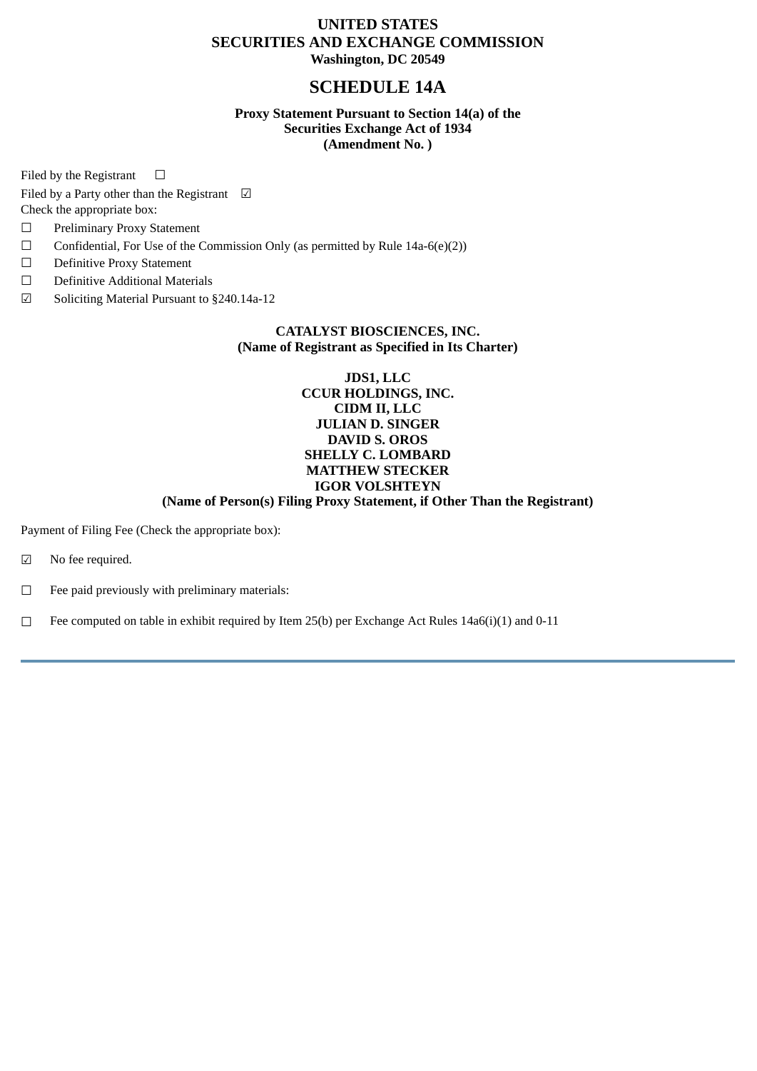**UNITED STATES**
**SECURITIES AND EXCHANGE COMMISSION**
**Washington, DC 20549**

# SCHEDULE 14A

**Proxy Statement Pursuant to Section 14(a) of the**
**Securities Exchange Act of 1934**
**(Amendment No. )**

Filed by the Registrant ☐

Filed by a Party other than the Registrant ☑

Check the appropriate box:

☐ Preliminary Proxy Statement

☐ Confidential, For Use of the Commission Only (as permitted by Rule 14a-6(e)(2))

☐ Definitive Proxy Statement

☐ Definitive Additional Materials

☑ Soliciting Material Pursuant to §240.14a-12

**CATALYST BIOSCIENCES, INC.**
**(Name of Registrant as Specified in Its Charter)**

**JDS1, LLC**
**CCUR HOLDINGS, INC.**
**CIDM II, LLC**
**JULIAN D. SINGER**
**DAVID S. OROS**
**SHELLY C. LOMBARD**
**MATTHEW STECKER**
**IGOR VOLSHTEYN**
**(Name of Person(s) Filing Proxy Statement, if Other Than the Registrant)**

Payment of Filing Fee (Check the appropriate box):

☑ No fee required.

☐ Fee paid previously with preliminary materials:

☐ Fee computed on table in exhibit required by Item 25(b) per Exchange Act Rules 14a6(i)(1) and 0-11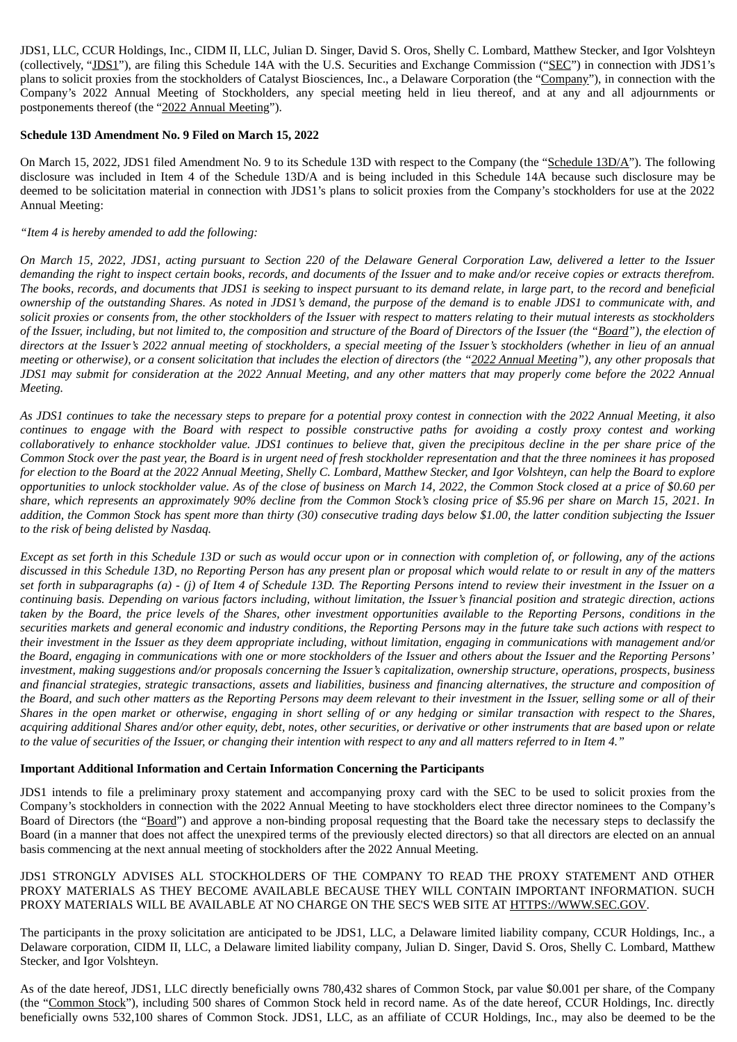JDS1, LLC, CCUR Holdings, Inc., CIDM II, LLC, Julian D. Singer, David S. Oros, Shelly C. Lombard, Matthew Stecker, and Igor Volshteyn (collectively, "JDS1"), are filing this Schedule 14A with the U.S. Securities and Exchange Commission ("SEC") in connection with JDS1's plans to solicit proxies from the stockholders of Catalyst Biosciences, Inc., a Delaware Corporation (the "Company"), in connection with the Company's 2022 Annual Meeting of Stockholders, any special meeting held in lieu thereof, and at any and all adjournments or postponements thereof (the "2022 Annual Meeting").

**Schedule 13D Amendment No. 9 Filed on March 15, 2022**

On March 15, 2022, JDS1 filed Amendment No. 9 to its Schedule 13D with respect to the Company (the "Schedule 13D/A"). The following disclosure was included in Item 4 of the Schedule 13D/A and is being included in this Schedule 14A because such disclosure may be deemed to be solicitation material in connection with JDS1's plans to solicit proxies from the Company's stockholders for use at the 2022 Annual Meeting:

*"Item 4 is hereby amended to add the following:*

*On March 15, 2022, JDS1, acting pursuant to Section 220 of the Delaware General Corporation Law, delivered a letter to the Issuer demanding the right to inspect certain books, records, and documents of the Issuer and to make and/or receive copies or extracts therefrom. The books, records, and documents that JDS1 is seeking to inspect pursuant to its demand relate, in large part, to the record and beneficial ownership of the outstanding Shares. As noted in JDS1's demand, the purpose of the demand is to enable JDS1 to communicate with, and solicit proxies or consents from, the other stockholders of the Issuer with respect to matters relating to their mutual interests as stockholders of the Issuer, including, but not limited to, the composition and structure of the Board of Directors of the Issuer (the "Board"), the election of directors at the Issuer's 2022 annual meeting of stockholders, a special meeting of the Issuer's stockholders (whether in lieu of an annual meeting or otherwise), or a consent solicitation that includes the election of directors (the "2022 Annual Meeting"), any other proposals that JDS1 may submit for consideration at the 2022 Annual Meeting, and any other matters that may properly come before the 2022 Annual Meeting.*

*As JDS1 continues to take the necessary steps to prepare for a potential proxy contest in connection with the 2022 Annual Meeting, it also continues to engage with the Board with respect to possible constructive paths for avoiding a costly proxy contest and working collaboratively to enhance stockholder value. JDS1 continues to believe that, given the precipitous decline in the per share price of the Common Stock over the past year, the Board is in urgent need of fresh stockholder representation and that the three nominees it has proposed for election to the Board at the 2022 Annual Meeting, Shelly C. Lombard, Matthew Stecker, and Igor Volshteyn, can help the Board to explore opportunities to unlock stockholder value. As of the close of business on March 14, 2022, the Common Stock closed at a price of $0.60 per share, which represents an approximately 90% decline from the Common Stock's closing price of $5.96 per share on March 15, 2021. In addition, the Common Stock has spent more than thirty (30) consecutive trading days below $1.00, the latter condition subjecting the Issuer to the risk of being delisted by Nasdaq.*

*Except as set forth in this Schedule 13D or such as would occur upon or in connection with completion of, or following, any of the actions discussed in this Schedule 13D, no Reporting Person has any present plan or proposal which would relate to or result in any of the matters set forth in subparagraphs (a) - (j) of Item 4 of Schedule 13D. The Reporting Persons intend to review their investment in the Issuer on a continuing basis. Depending on various factors including, without limitation, the Issuer's financial position and strategic direction, actions taken by the Board, the price levels of the Shares, other investment opportunities available to the Reporting Persons, conditions in the securities markets and general economic and industry conditions, the Reporting Persons may in the future take such actions with respect to their investment in the Issuer as they deem appropriate including, without limitation, engaging in communications with management and/or the Board, engaging in communications with one or more stockholders of the Issuer and others about the Issuer and the Reporting Persons' investment, making suggestions and/or proposals concerning the Issuer's capitalization, ownership structure, operations, prospects, business and financial strategies, strategic transactions, assets and liabilities, business and financing alternatives, the structure and composition of the Board, and such other matters as the Reporting Persons may deem relevant to their investment in the Issuer, selling some or all of their Shares in the open market or otherwise, engaging in short selling of or any hedging or similar transaction with respect to the Shares, acquiring additional Shares and/or other equity, debt, notes, other securities, or derivative or other instruments that are based upon or relate to the value of securities of the Issuer, or changing their intention with respect to any and all matters referred to in Item 4."*

**Important Additional Information and Certain Information Concerning the Participants**

JDS1 intends to file a preliminary proxy statement and accompanying proxy card with the SEC to be used to solicit proxies from the Company's stockholders in connection with the 2022 Annual Meeting to have stockholders elect three director nominees to the Company's Board of Directors (the "Board") and approve a non-binding proposal requesting that the Board take the necessary steps to declassify the Board (in a manner that does not affect the unexpired terms of the previously elected directors) so that all directors are elected on an annual basis commencing at the next annual meeting of stockholders after the 2022 Annual Meeting.

JDS1 STRONGLY ADVISES ALL STOCKHOLDERS OF THE COMPANY TO READ THE PROXY STATEMENT AND OTHER PROXY MATERIALS AS THEY BECOME AVAILABLE BECAUSE THEY WILL CONTAIN IMPORTANT INFORMATION. SUCH PROXY MATERIALS WILL BE AVAILABLE AT NO CHARGE ON THE SEC'S WEB SITE AT HTTPS://WWW.SEC.GOV.

The participants in the proxy solicitation are anticipated to be JDS1, LLC, a Delaware limited liability company, CCUR Holdings, Inc., a Delaware corporation, CIDM II, LLC, a Delaware limited liability company, Julian D. Singer, David S. Oros, Shelly C. Lombard, Matthew Stecker, and Igor Volshteyn.

As of the date hereof, JDS1, LLC directly beneficially owns 780,432 shares of Common Stock, par value $0.001 per share, of the Company (the "Common Stock"), including 500 shares of Common Stock held in record name. As of the date hereof, CCUR Holdings, Inc. directly beneficially owns 532,100 shares of Common Stock. JDS1, LLC, as an affiliate of CCUR Holdings, Inc., may also be deemed to be the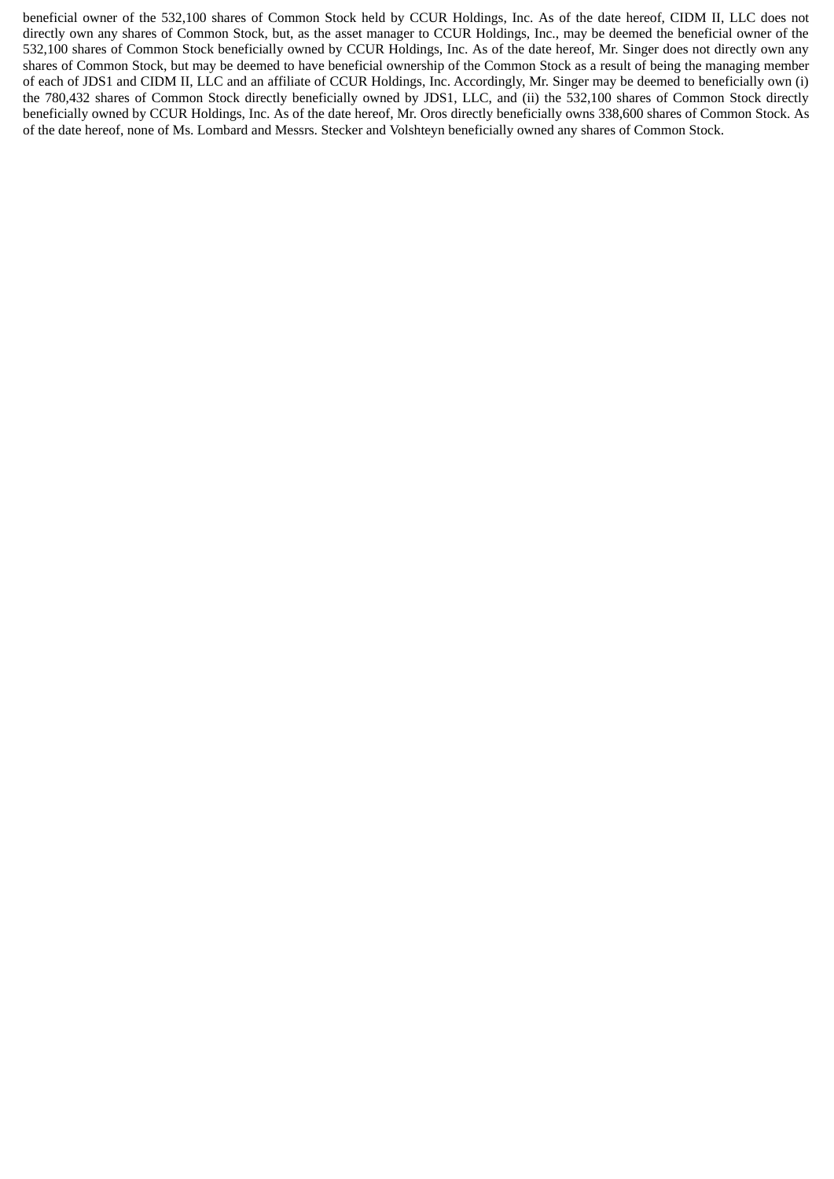beneficial owner of the 532,100 shares of Common Stock held by CCUR Holdings, Inc. As of the date hereof, CIDM II, LLC does not directly own any shares of Common Stock, but, as the asset manager to CCUR Holdings, Inc., may be deemed the beneficial owner of the 532,100 shares of Common Stock beneficially owned by CCUR Holdings, Inc. As of the date hereof, Mr. Singer does not directly own any shares of Common Stock, but may be deemed to have beneficial ownership of the Common Stock as a result of being the managing member of each of JDS1 and CIDM II, LLC and an affiliate of CCUR Holdings, Inc. Accordingly, Mr. Singer may be deemed to beneficially own (i) the 780,432 shares of Common Stock directly beneficially owned by JDS1, LLC, and (ii) the 532,100 shares of Common Stock directly beneficially owned by CCUR Holdings, Inc. As of the date hereof, Mr. Oros directly beneficially owns 338,600 shares of Common Stock. As of the date hereof, none of Ms. Lombard and Messrs. Stecker and Volshteyn beneficially owned any shares of Common Stock.